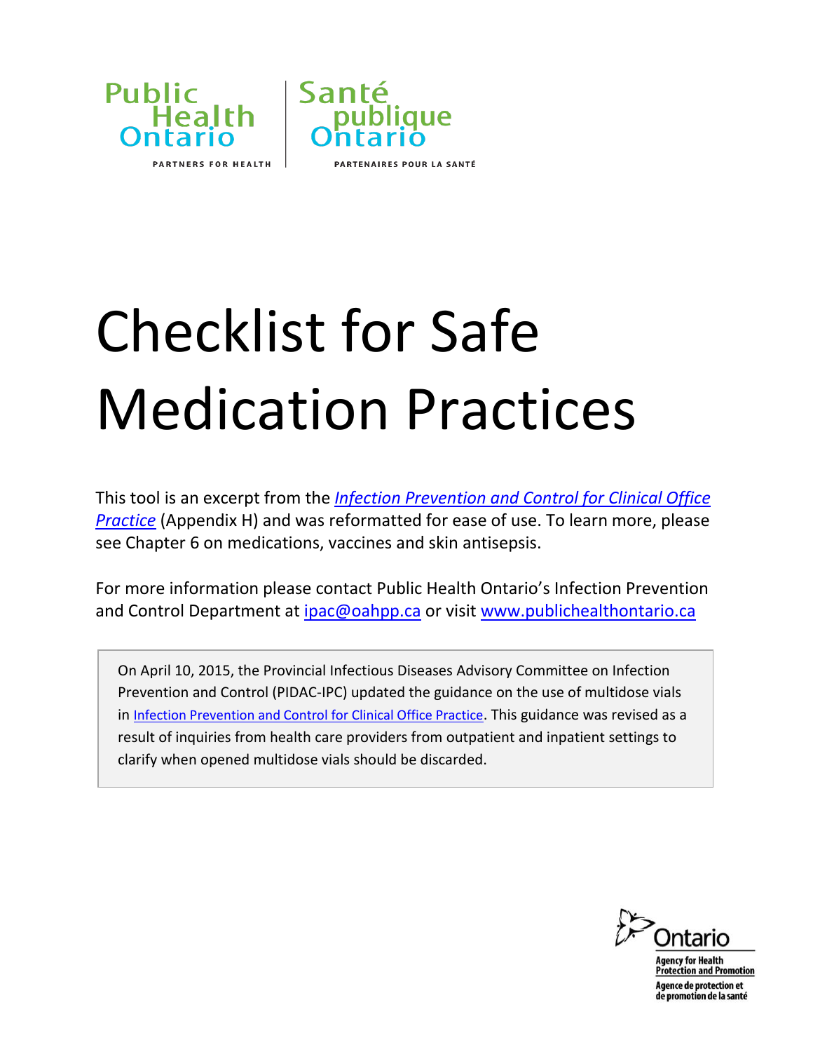Public Health Ontario | Santé publique Ontario

PARTNERS FOR HEALTH | PARTENAIRES POUR LA SANTÉ

# Checklist for Safe Medication Practices

This tool is an excerpt from the *[Infection Prevention and Control for Clinical Office Practice](#)* (Appendix H) and was reformatted for ease of use. To learn more, please see Chapter 6 on medications, vaccines and skin antisepsis.

For more information please contact Public Health Ontario's Infection Prevention and Control Department at ipac@oahpp.ca or visit www.publichealthontario.ca

> On April 10, 2015, the Provincial Infectious Diseases Advisory Committee on Infection Prevention and Control (PIDAC-IPC) updated the guidance on the use of multidose vials in Infection Prevention and Control for Clinical Office Practice. This guidance was revised as a result of inquiries from health care providers from outpatient and inpatient settings to clarify when opened multidose vials should be discarded.

Ontario

Agency for Health Protection and Promotion

Agence de protection et de promotion de la santé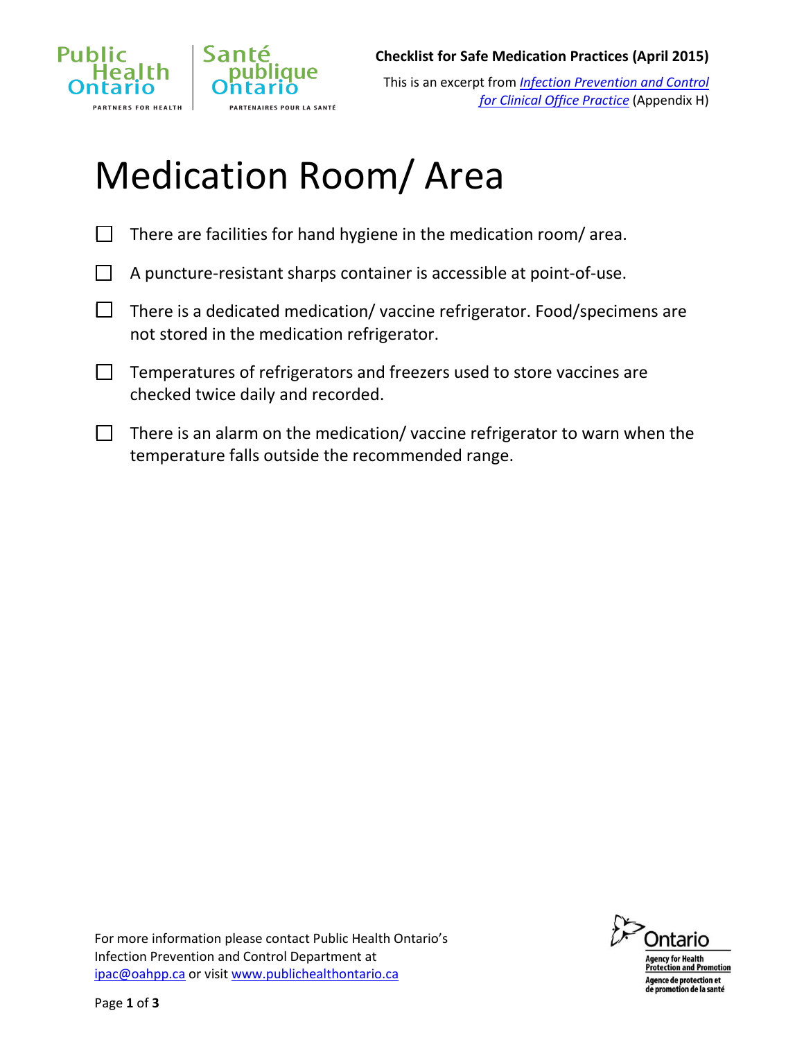**Checklist for Safe Medication Practices (April 2015)**

This is an excerpt from *Infection Prevention and Control for Clinical Office Practice* (Appendix H)

# Medication Room/ Area

- [ ] There are facilities for hand hygiene in the medication room/ area.
- [ ] A puncture-resistant sharps container is accessible at point-of-use.
- [ ] There is a dedicated medication/ vaccine refrigerator. Food/specimens are not stored in the medication refrigerator.
- [ ] Temperatures of refrigerators and freezers used to store vaccines are checked twice daily and recorded.
- [ ] There is an alarm on the medication/ vaccine refrigerator to warn when the temperature falls outside the recommended range.

For more information please contact Public Health Ontario's Infection Prevention and Control Department at ipac@oahpp.ca or visit www.publichealthontario.ca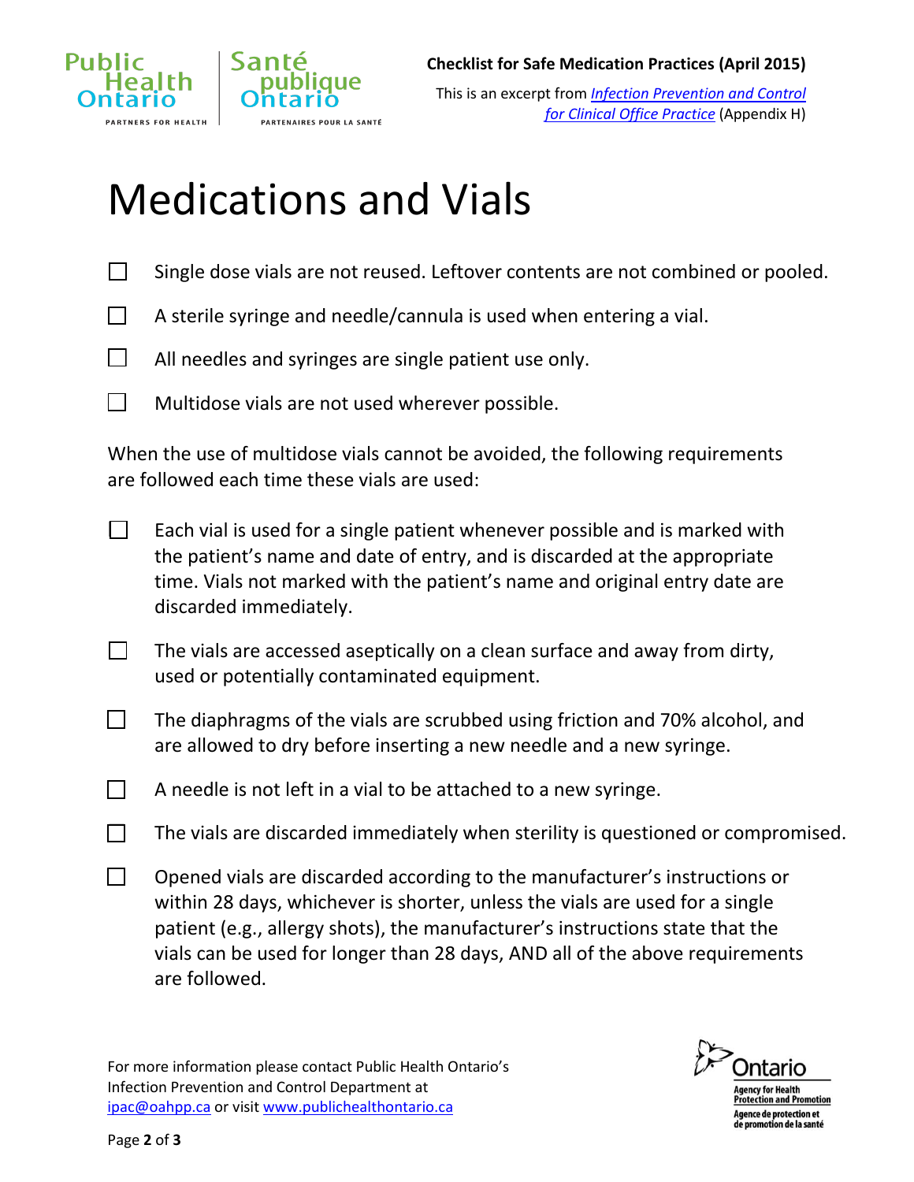# Medications and Vials

- [ ] Single dose vials are not reused. Leftover contents are not combined or pooled.
- [ ] A sterile syringe and needle/cannula is used when entering a vial.
- [ ] All needles and syringes are single patient use only.
- [ ] Multidose vials are not used wherever possible.

When the use of multidose vials cannot be avoided, the following requirements are followed each time these vials are used:

- [ ] Each vial is used for a single patient whenever possible and is marked with the patient's name and date of entry, and is discarded at the appropriate time. Vials not marked with the patient's name and original entry date are discarded immediately.
- [ ] The vials are accessed aseptically on a clean surface and away from dirty, used or potentially contaminated equipment.
- [ ] The diaphragms of the vials are scrubbed using friction and 70% alcohol, and are allowed to dry before inserting a new needle and a new syringe.
- [ ] A needle is not left in a vial to be attached to a new syringe.
- [ ] The vials are discarded immediately when sterility is questioned or compromised.
- [ ] Opened vials are discarded according to the manufacturer's instructions or within 28 days, whichever is shorter, unless the vials are used for a single patient (e.g., allergy shots), the manufacturer's instructions state that the vials can be used for longer than 28 days, AND all of the above requirements are followed.

For more information please contact Public Health Ontario's Infection Prevention and Control Department at ipac@oahpp.ca or visit www.publichealthontario.ca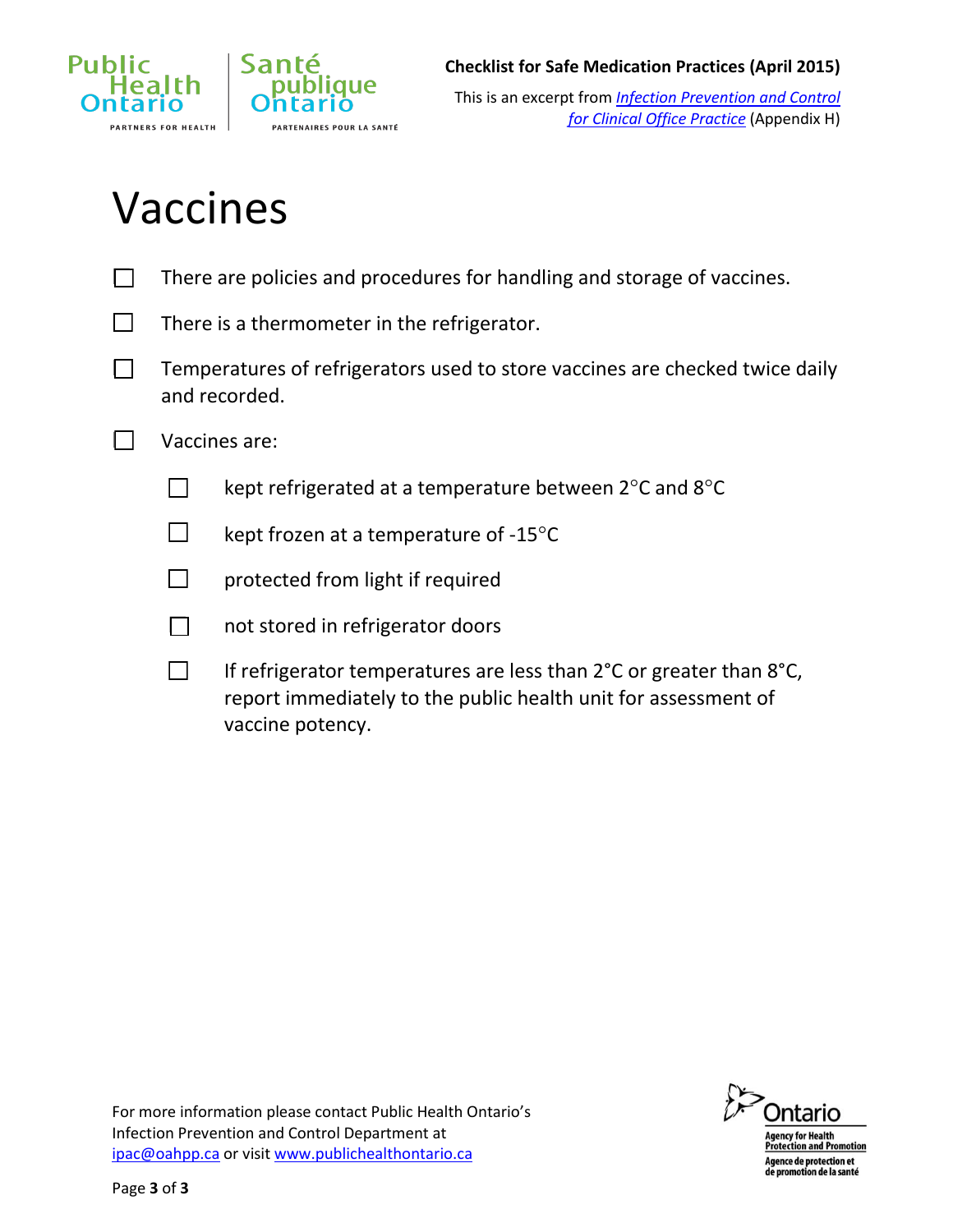Checklist for Safe Medication Practices (April 2015)

This is an excerpt from *Infection Prevention and Control for Clinical Office Practice* (Appendix H)

# Vaccines

- ☐ There are policies and procedures for handling and storage of vaccines.
- ☐ There is a thermometer in the refrigerator.
- ☐ Temperatures of refrigerators used to store vaccines are checked twice daily and recorded.
- ☐ Vaccines are:
  - ☐ kept refrigerated at a temperature between 2°C and 8°C
  - ☐ kept frozen at a temperature of -15°C
  - ☐ protected from light if required
  - ☐ not stored in refrigerator doors
  - ☐ If refrigerator temperatures are less than 2°C or greater than 8°C, report immediately to the public health unit for assessment of vaccine potency.

For more information please contact Public Health Ontario's Infection Prevention and Control Department at ipac@oahpp.ca or visit www.publichealthontario.ca